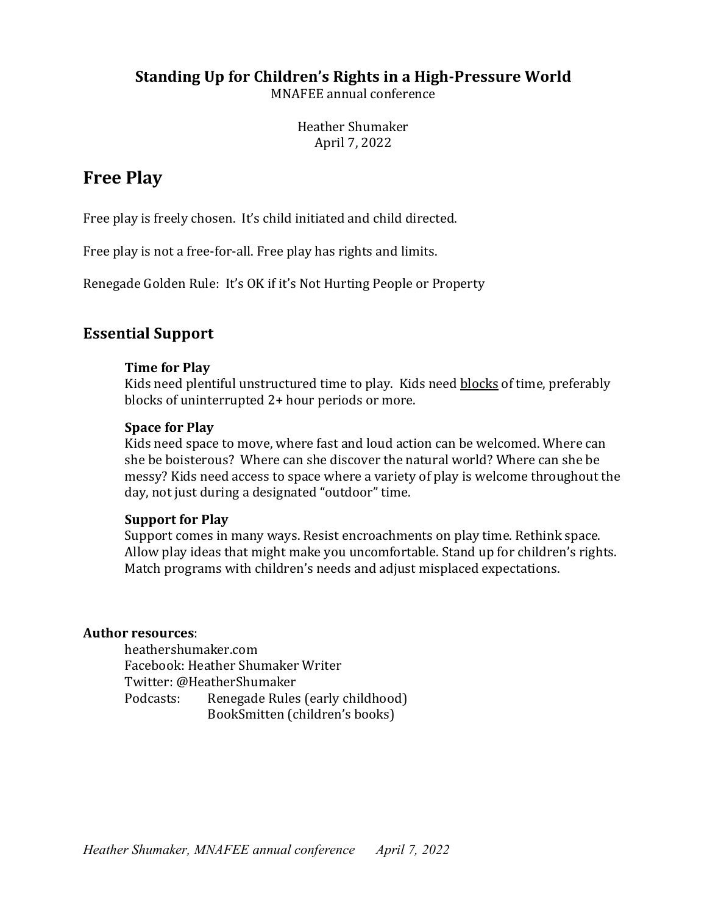**Standing Up for Children's Rights in a High-Pressure World**

MNAFEE annual conference

Heather Shumaker
April 7, 2022

## Free Play

Free play is freely chosen. It's child initiated and child directed.

Free play is not a free-for-all. Free play has rights and limits.

Renegade Golden Rule: It's OK if it's Not Hurting People or Property

## Essential Support

**Time for Play**
Kids need plentiful unstructured time to play. Kids need <u>blocks</u> of time, preferably blocks of uninterrupted 2+ hour periods or more.

**Space for Play**
Kids need space to move, where fast and loud action can be welcomed. Where can she be boisterous? Where can she discover the natural world? Where can she be messy? Kids need access to space where a variety of play is welcome throughout the day, not just during a designated "outdoor" time.

**Support for Play**
Support comes in many ways. Resist encroachments on play time. Rethink space. Allow play ideas that might make you uncomfortable. Stand up for children's rights. Match programs with children's needs and adjust misplaced expectations.

**Author resources**:

heathershumaker.com
Facebook: Heather Shumaker Writer
Twitter: @HeatherShumaker
Podcasts: Renegade Rules (early childhood)
BookSmitten (children's books)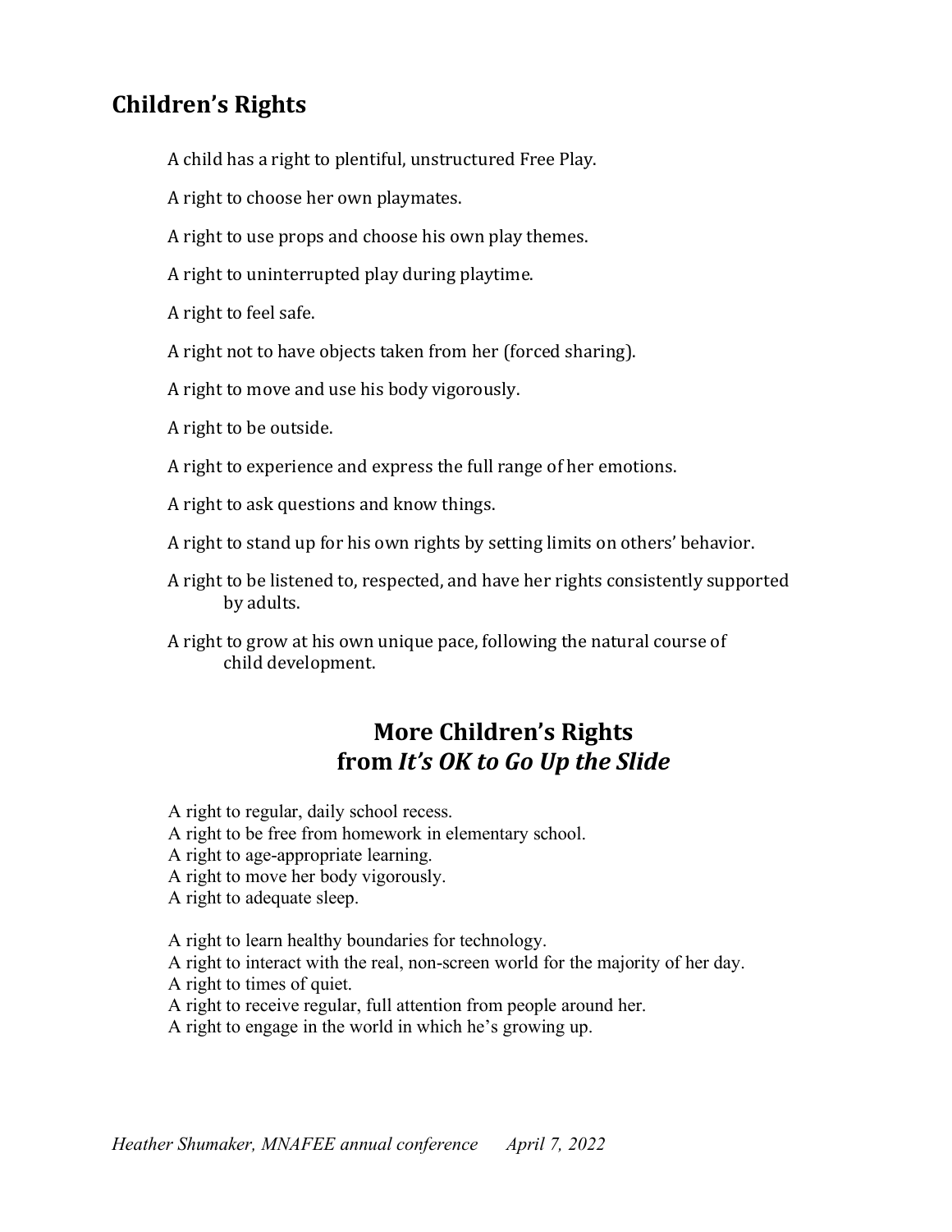## Children's Rights

A child has a right to plentiful, unstructured Free Play.

A right to choose her own playmates.

A right to use props and choose his own play themes.

A right to uninterrupted play during playtime.

A right to feel safe.

A right not to have objects taken from her (forced sharing).

A right to move and use his body vigorously.

A right to be outside.

A right to experience and express the full range of her emotions.

A right to ask questions and know things.

A right to stand up for his own rights by setting limits on others' behavior.

A right to be listened to, respected, and have her rights consistently supported by adults.

A right to grow at his own unique pace, following the natural course of child development.

## More Children's Rights from *It's OK to Go Up the Slide*

A right to regular, daily school recess.
A right to be free from homework in elementary school.
A right to age-appropriate learning.
A right to move her body vigorously.
A right to adequate sleep.

A right to learn healthy boundaries for technology.
A right to interact with the real, non-screen world for the majority of her day.
A right to times of quiet.
A right to receive regular, full attention from people around her.
A right to engage in the world in which he's growing up.

*Heather Shumaker, MNAFEE annual conference April 7, 2022*